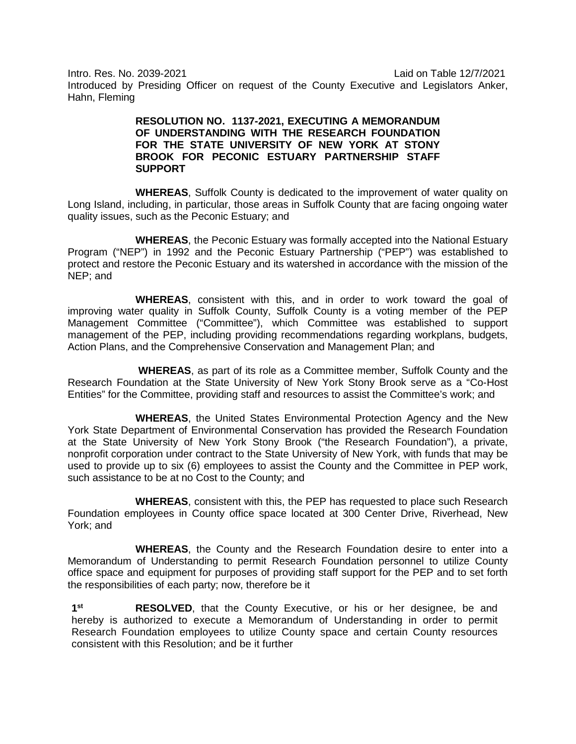Intro. Res. No. 2039-2021 Laid on Table 12/7/2021
Introduced by Presiding Officer on request of the County Executive and Legislators Anker, Hahn, Fleming

**RESOLUTION NO. 1137-2021, EXECUTING A MEMORANDUM OF UNDERSTANDING WITH THE RESEARCH FOUNDATION FOR THE STATE UNIVERSITY OF NEW YORK AT STONY BROOK FOR PECONIC ESTUARY PARTNERSHIP STAFF SUPPORT**

**WHEREAS**, Suffolk County is dedicated to the improvement of water quality on Long Island, including, in particular, those areas in Suffolk County that are facing ongoing water quality issues, such as the Peconic Estuary; and

**WHEREAS**, the Peconic Estuary was formally accepted into the National Estuary Program ("NEP") in 1992 and the Peconic Estuary Partnership ("PEP") was established to protect and restore the Peconic Estuary and its watershed in accordance with the mission of the NEP; and

**WHEREAS**, consistent with this, and in order to work toward the goal of improving water quality in Suffolk County, Suffolk County is a voting member of the PEP Management Committee ("Committee"), which Committee was established to support management of the PEP, including providing recommendations regarding workplans, budgets, Action Plans, and the Comprehensive Conservation and Management Plan; and

**WHEREAS**, as part of its role as a Committee member, Suffolk County and the Research Foundation at the State University of New York Stony Brook serve as a "Co-Host Entities" for the Committee, providing staff and resources to assist the Committee's work; and

**WHEREAS**, the United States Environmental Protection Agency and the New York State Department of Environmental Conservation has provided the Research Foundation at the State University of New York Stony Brook ("the Research Foundation"), a private, nonprofit corporation under contract to the State University of New York, with funds that may be used to provide up to six (6) employees to assist the County and the Committee in PEP work, such assistance to be at no Cost to the County; and

**WHEREAS**, consistent with this, the PEP has requested to place such Research Foundation employees in County office space located at 300 Center Drive, Riverhead, New York; and

**WHEREAS**, the County and the Research Foundation desire to enter into a Memorandum of Understanding to permit Research Foundation personnel to utilize County office space and equipment for purposes of providing staff support for the PEP and to set forth the responsibilities of each party; now, therefore be it

**1st RESOLVED**, that the County Executive, or his or her designee, be and hereby is authorized to execute a Memorandum of Understanding in order to permit Research Foundation employees to utilize County space and certain County resources consistent with this Resolution; and be it further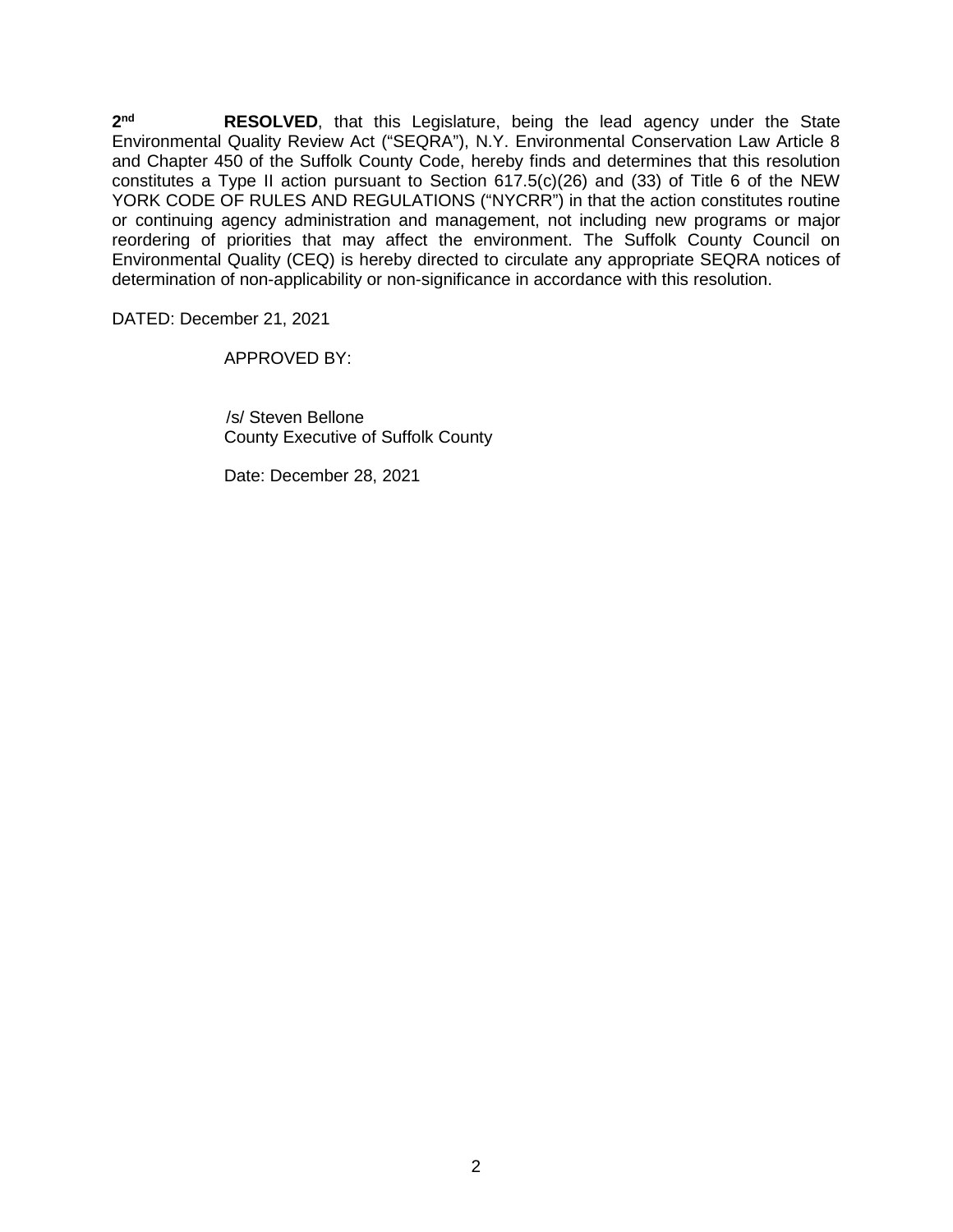2nd **RESOLVED**, that this Legislature, being the lead agency under the State Environmental Quality Review Act ("SEQRA"), N.Y. Environmental Conservation Law Article 8 and Chapter 450 of the Suffolk County Code, hereby finds and determines that this resolution constitutes a Type II action pursuant to Section 617.5(c)(26) and (33) of Title 6 of the NEW YORK CODE OF RULES AND REGULATIONS ("NYCRR") in that the action constitutes routine or continuing agency administration and management, not including new programs or major reordering of priorities that may affect the environment. The Suffolk County Council on Environmental Quality (CEQ) is hereby directed to circulate any appropriate SEQRA notices of determination of non-applicability or non-significance in accordance with this resolution.

DATED: December 21, 2021

APPROVED BY:

/s/ Steven Bellone
County Executive of Suffolk County

Date: December 28, 2021